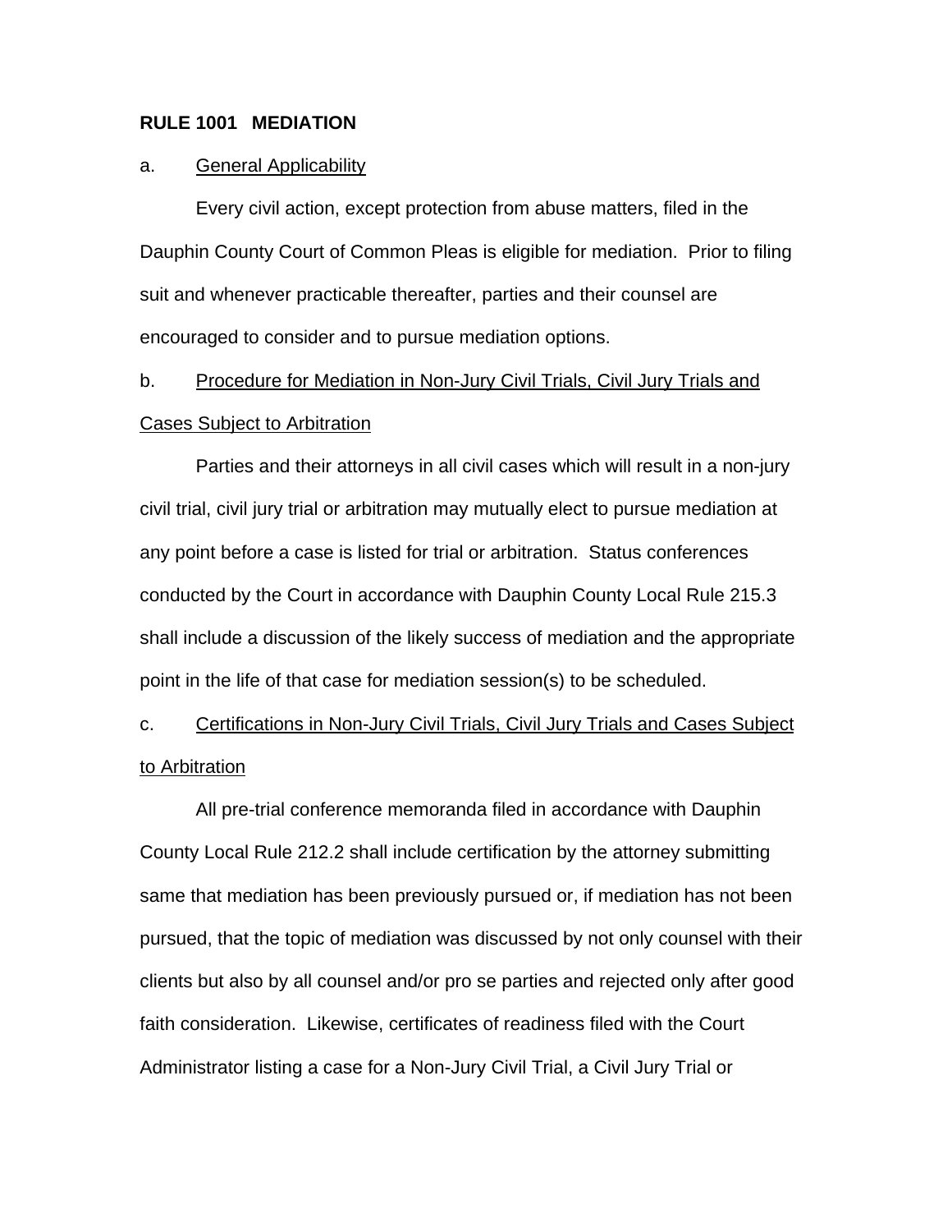**RULE 1001 MEDIATION**

a. <u>General Applicability</u>

Every civil action, except protection from abuse matters, filed in the Dauphin County Court of Common Pleas is eligible for mediation. Prior to filing suit and whenever practicable thereafter, parties and their counsel are encouraged to consider and to pursue mediation options.

b. <u>Procedure for Mediation in Non-Jury Civil Trials, Civil Jury Trials and Cases Subject to Arbitration</u>

Parties and their attorneys in all civil cases which will result in a non-jury civil trial, civil jury trial or arbitration may mutually elect to pursue mediation at any point before a case is listed for trial or arbitration. Status conferences conducted by the Court in accordance with Dauphin County Local Rule 215.3 shall include a discussion of the likely success of mediation and the appropriate point in the life of that case for mediation session(s) to be scheduled.

c. <u>Certifications in Non-Jury Civil Trials, Civil Jury Trials and Cases Subject to Arbitration</u>

All pre-trial conference memoranda filed in accordance with Dauphin County Local Rule 212.2 shall include certification by the attorney submitting same that mediation has been previously pursued or, if mediation has not been pursued, that the topic of mediation was discussed by not only counsel with their clients but also by all counsel and/or pro se parties and rejected only after good faith consideration. Likewise, certificates of readiness filed with the Court Administrator listing a case for a Non-Jury Civil Trial, a Civil Jury Trial or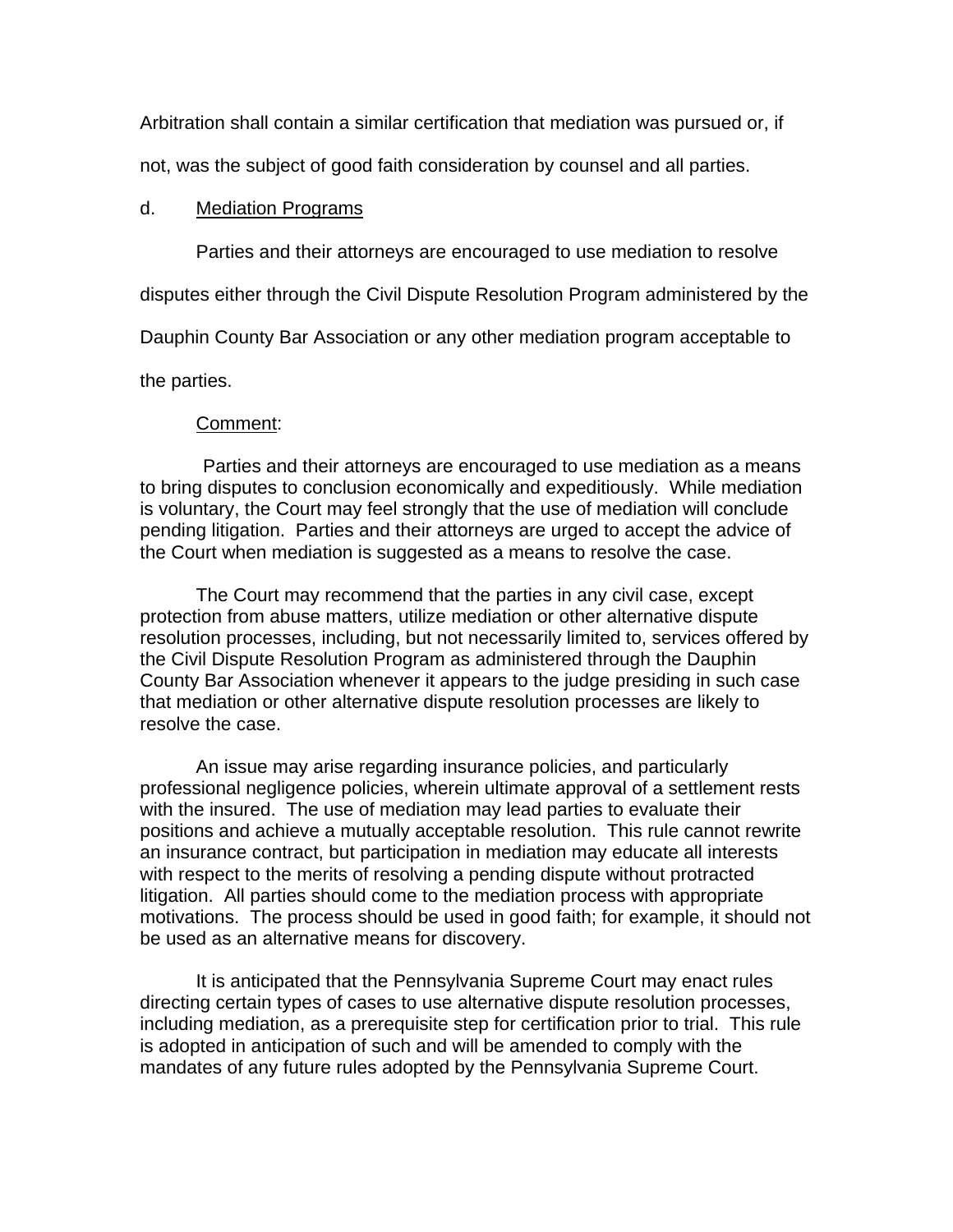Arbitration shall contain a similar certification that mediation was pursued or, if not, was the subject of good faith consideration by counsel and all parties.

d. Mediation Programs

Parties and their attorneys are encouraged to use mediation to resolve disputes either through the Civil Dispute Resolution Program administered by the Dauphin County Bar Association or any other mediation program acceptable to the parties.

Comment:

Parties and their attorneys are encouraged to use mediation as a means to bring disputes to conclusion economically and expeditiously. While mediation is voluntary, the Court may feel strongly that the use of mediation will conclude pending litigation. Parties and their attorneys are urged to accept the advice of the Court when mediation is suggested as a means to resolve the case.

The Court may recommend that the parties in any civil case, except protection from abuse matters, utilize mediation or other alternative dispute resolution processes, including, but not necessarily limited to, services offered by the Civil Dispute Resolution Program as administered through the Dauphin County Bar Association whenever it appears to the judge presiding in such case that mediation or other alternative dispute resolution processes are likely to resolve the case.

An issue may arise regarding insurance policies, and particularly professional negligence policies, wherein ultimate approval of a settlement rests with the insured. The use of mediation may lead parties to evaluate their positions and achieve a mutually acceptable resolution. This rule cannot rewrite an insurance contract, but participation in mediation may educate all interests with respect to the merits of resolving a pending dispute without protracted litigation. All parties should come to the mediation process with appropriate motivations. The process should be used in good faith; for example, it should not be used as an alternative means for discovery.

It is anticipated that the Pennsylvania Supreme Court may enact rules directing certain types of cases to use alternative dispute resolution processes, including mediation, as a prerequisite step for certification prior to trial. This rule is adopted in anticipation of such and will be amended to comply with the mandates of any future rules adopted by the Pennsylvania Supreme Court.